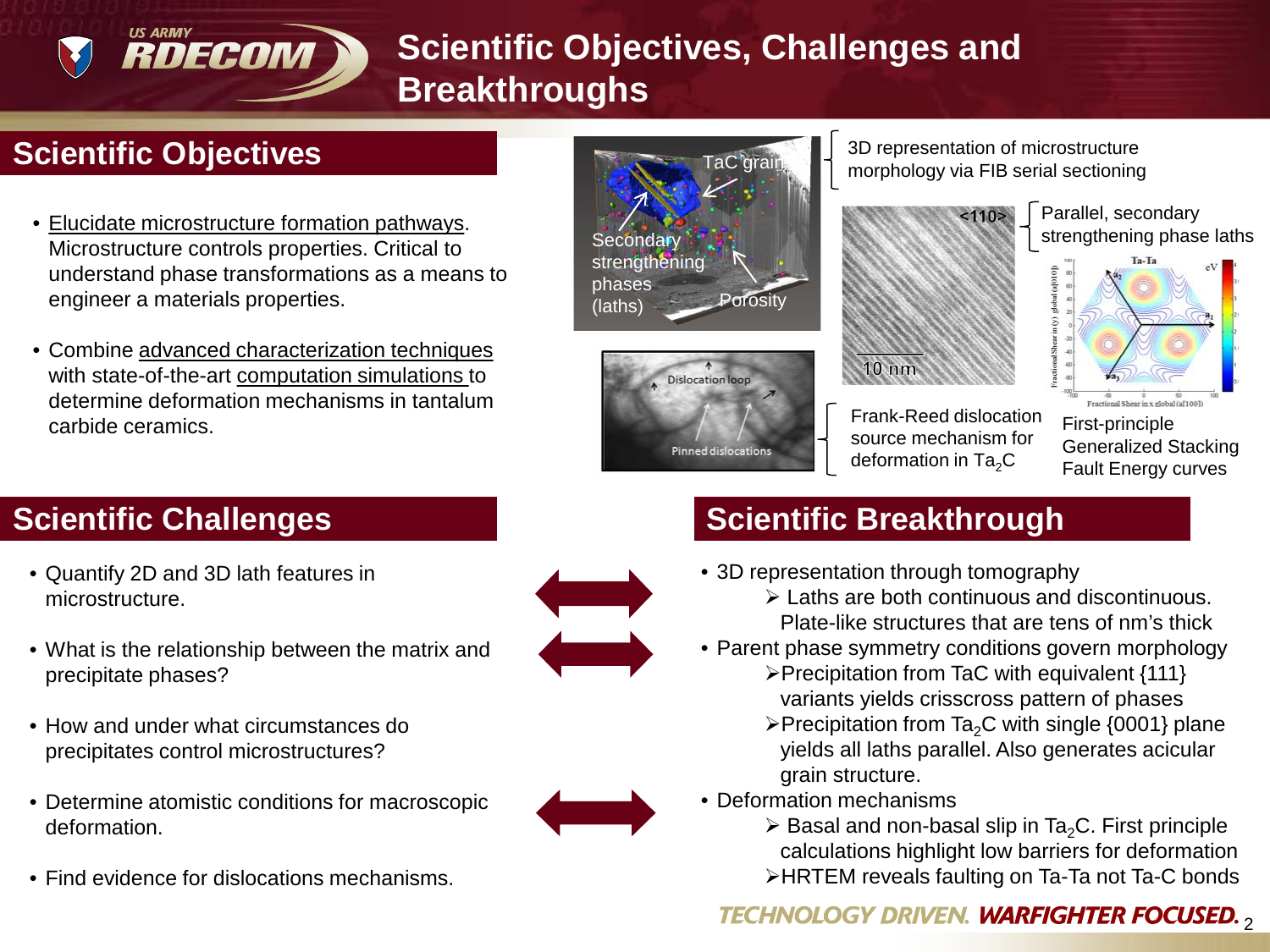# Scientific Objectives, Challenges and Breakthroughs

## Scientific Objectives

- Elucidate microstructure formation pathways. Microstructure controls properties. Critical to understand phase transformations as a means to engineer a materials properties.
- Combine advanced characterization techniques with state-of-the-art computation simulations to determine deformation mechanisms in tantalum carbide ceramics.

3D representation of microstructure morphology via FIB serial sectioning

Parallel, secondary strengthening phase laths

Frank-Reed dislocation source mechanism for deformation in $Ta_2C$

First-principle Generalized Stacking Fault Energy curves

## Scientific Challenges

- Quantify 2D and 3D lath features in microstructure.
- What is the relationship between the matrix and precipitate phases?
- How and under what circumstances do precipitates control microstructures?
- Determine atomistic conditions for macroscopic deformation.
- Find evidence for dislocations mechanisms.

## Scientific Breakthrough

- 3D representation through tomography
  - Laths are both continuous and discontinuous. Plate-like structures that are tens of nm's thick
- Parent phase symmetry conditions govern morphology
  - Precipitation from TaC with equivalent {111} variants yields crisscross pattern of phases
  - Precipitation from $Ta_2C$ with single {0001} plane yields all laths parallel. Also generates acicular grain structure.
- Deformation mechanisms
  - Basal and non-basal slip in $Ta_2C$. First principle calculations highlight low barriers for deformation
  - HRTEM reveals faulting on Ta-Ta not Ta-C bonds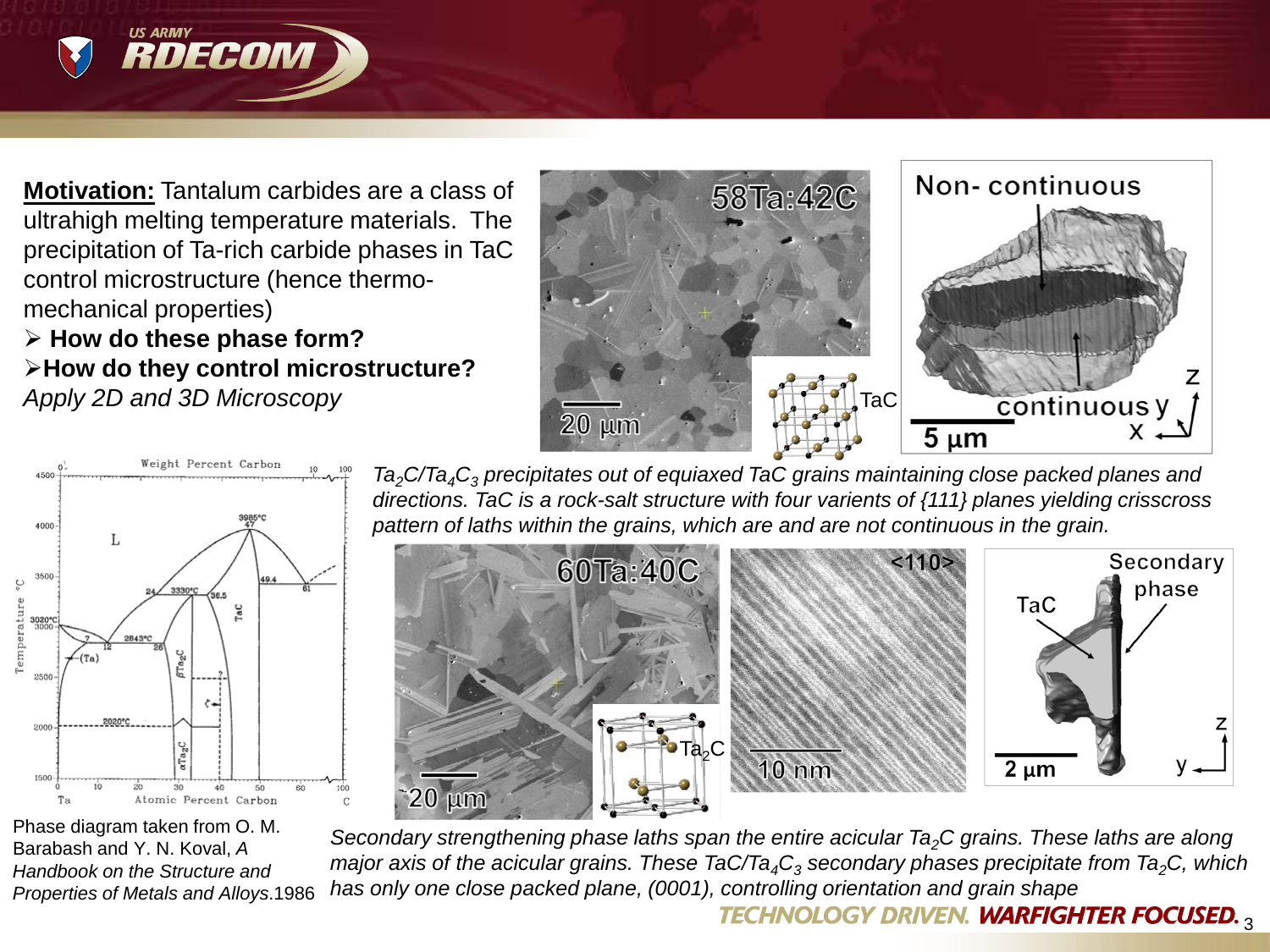**Motivation:** Tantalum carbides are a class of ultrahigh melting temperature materials. The precipitation of Ta-rich carbide phases in TaC control microstructure (hence thermo-mechanical properties)

- **How do these phase form?**
- **How do they control microstructure?**

*Apply 2D and 3D Microscopy*

*$Ta_2C/Ta_4C_3$ precipitates out of equiaxed TaC grains maintaining close packed planes and directions. TaC is a rock-salt structure with four varients of {111} planes yielding crisscross pattern of laths within the grains, which are and are not continuous in the grain.*

Phase diagram taken from O. M. Barabash and Y. N. Koval, *A Handbook on the Structure and Properties of Metals and Alloys*.1986

*Secondary strengthening phase laths span the entire acicular $Ta_2C$ grains. These laths are along major axis of the acicular grains. These $TaC/Ta_4C_3$ secondary phases precipitate from $Ta_2C$, which has only one close packed plane, (0001), controlling orientation and grain shape*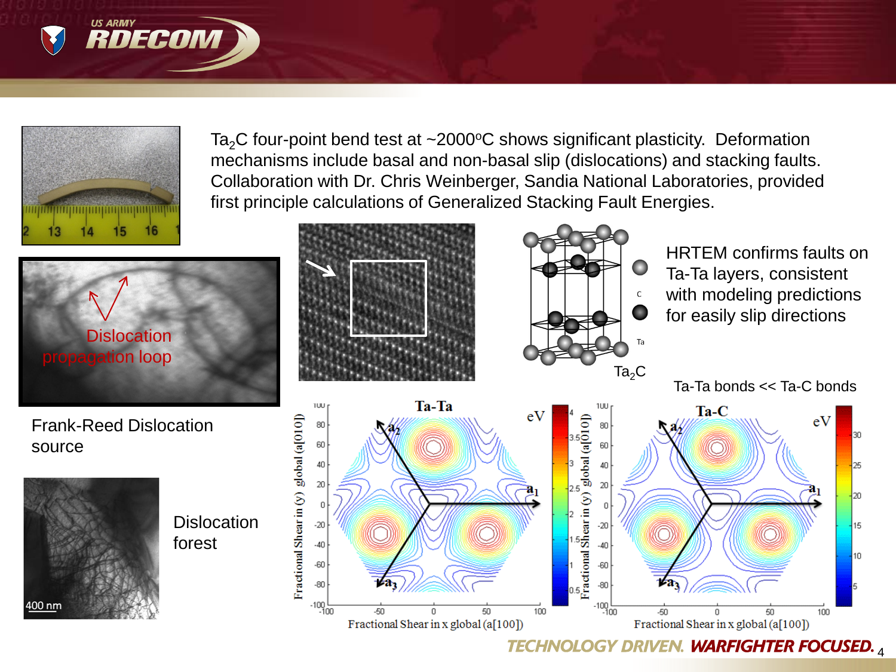$Ta_2C$ four-point bend test at ~2000ºC shows significant plasticity. Deformation mechanisms include basal and non-basal slip (dislocations) and stacking faults. Collaboration with Dr. Chris Weinberger, Sandia National Laboratories, provided first principle calculations of Generalized Stacking Fault Energies.

Dislocation propagation loop

Frank-Reed Dislocation source

400 nm

Dislocation forest

C

Ta

$Ta_2C$

HRTEM confirms faults on Ta-Ta layers, consistent with modeling predictions for easily slip directions

Ta-Ta bonds << Ta-C bonds

Ta-Ta

eV

$a_1$

$a_2$

$a_3$

Fractional Shear in (y) global (a[010])

Fractional Shear in x global (a[100])

-100 -50 0 50 100

100 80 60 40 20 0 -20 -40 -60 -80 -100

4 3.5 3 2.5 2 1.5 1 0.5

Ta-C

eV

$a_1$

$a_2$

$a_3$

Fractional Shear in (y) global (a[010])

Fractional Shear in x global (a[100])

-100 -50 0 50 100

100 80 60 40 20 0 -20 -40 -60 -80 -100

30 25 20 15 10 5